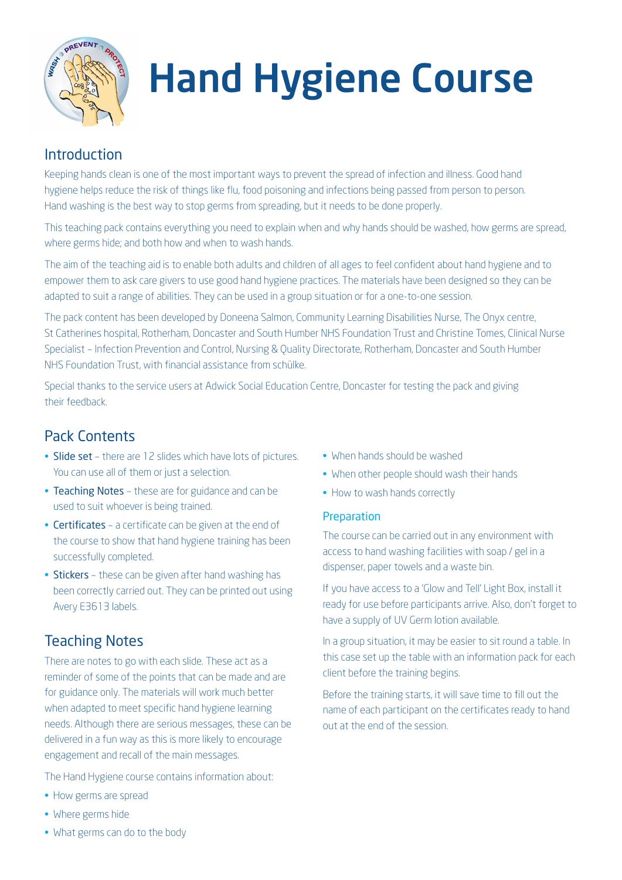# Hand Hygiene Course

## Introduction

Keeping hands clean is one of the most important ways to prevent the spread of infection and illness. Good hand hygiene helps reduce the risk of things like flu, food poisoning and infections being passed from person to person. Hand washing is the best way to stop germs from spreading, but it needs to be done properly.

This teaching pack contains everything you need to explain when and why hands should be washed, how germs are spread, where germs hide; and both how and when to wash hands.

The aim of the teaching aid is to enable both adults and children of all ages to feel confident about hand hygiene and to empower them to ask care givers to use good hand hygiene practices. The materials have been designed so they can be adapted to suit a range of abilities. They can be used in a group situation or for a one-to-one session.

The pack content has been developed by Doneena Salmon, Community Learning Disabilities Nurse, The Onyx centre, St Catherines hospital, Rotherham, Doncaster and South Humber NHS Foundation Trust and Christine Tomes, Clinical Nurse Specialist – Infection Prevention and Control, Nursing & Quality Directorate, Rotherham, Doncaster and South Humber NHS Foundation Trust, with financial assistance from schülke.

Special thanks to the service users at Adwick Social Education Centre, Doncaster for testing the pack and giving their feedback.

## Pack Contents

- Slide set – there are 12 slides which have lots of pictures. You can use all of them or just a selection.
- Teaching Notes – these are for guidance and can be used to suit whoever is being trained.
- Certificates – a certificate can be given at the end of the course to show that hand hygiene training has been successfully completed.
- Stickers – these can be given after hand washing has been correctly carried out. They can be printed out using Avery E3613 labels.

## Teaching Notes

There are notes to go with each slide. These act as a reminder of some of the points that can be made and are for guidance only. The materials will work much better when adapted to meet specific hand hygiene learning needs. Although there are serious messages, these can be delivered in a fun way as this is more likely to encourage engagement and recall of the main messages.

The Hand Hygiene course contains information about:

- How germs are spread
- Where germs hide
- What germs can do to the body
- When hands should be washed
- When other people should wash their hands
- How to wash hands correctly

### Preparation

The course can be carried out in any environment with access to hand washing facilities with soap / gel in a dispenser, paper towels and a waste bin.

If you have access to a 'Glow and Tell' Light Box, install it ready for use before participants arrive. Also, don't forget to have a supply of UV Germ lotion available.

In a group situation, it may be easier to sit round a table. In this case set up the table with an information pack for each client before the training begins.

Before the training starts, it will save time to fill out the name of each participant on the certificates ready to hand out at the end of the session.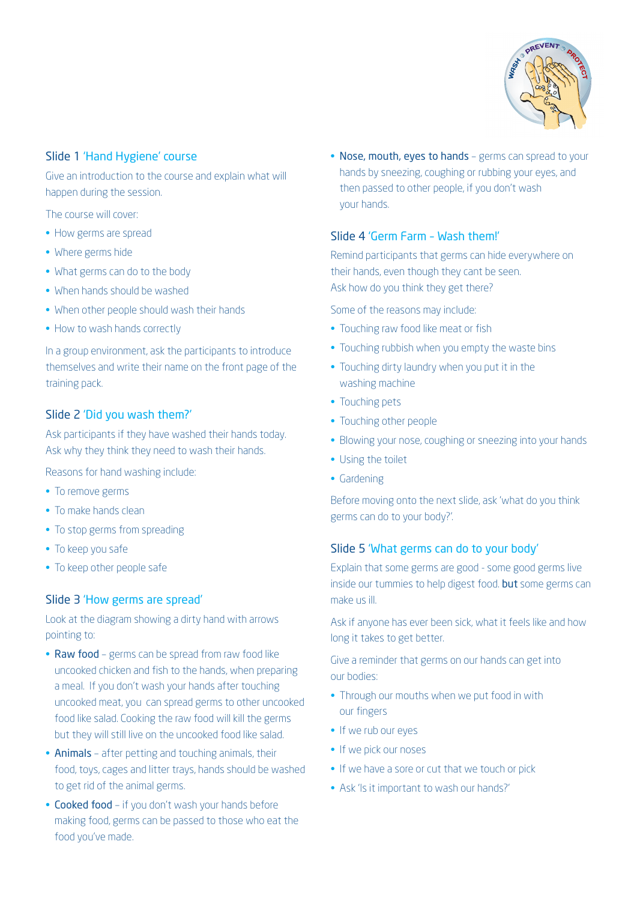## Slide 1 'Hand Hygiene' course

Give an introduction to the course and explain what will happen during the session.

The course will cover:

- How germs are spread
- Where germs hide
- What germs can do to the body
- When hands should be washed
- When other people should wash their hands
- How to wash hands correctly

In a group environment, ask the participants to introduce themselves and write their name on the front page of the training pack.

## Slide 2 'Did you wash them?'

Ask participants if they have washed their hands today. Ask why they think they need to wash their hands.

Reasons for hand washing include:

- To remove germs
- To make hands clean
- To stop germs from spreading
- To keep you safe
- To keep other people safe

## Slide 3 'How germs are spread'

Look at the diagram showing a dirty hand with arrows pointing to:

- Raw food – germs can be spread from raw food like uncooked chicken and fish to the hands, when preparing a meal. If you don't wash your hands after touching uncooked meat, you can spread germs to other uncooked food like salad. Cooking the raw food will kill the germs but they will still live on the uncooked food like salad.
- Animals – after petting and touching animals, their food, toys, cages and litter trays, hands should be washed to get rid of the animal germs.
- Cooked food – if you don't wash your hands before making food, germs can be passed to those who eat the food you've made.
- Nose, mouth, eyes to hands – germs can spread to your hands by sneezing, coughing or rubbing your eyes, and then passed to other people, if you don't wash your hands.

## Slide 4 'Germ Farm - Wash them!'

Remind participants that germs can hide everywhere on their hands, even though they cant be seen. Ask how do you think they get there?

Some of the reasons may include:

- Touching raw food like meat or fish
- Touching rubbish when you empty the waste bins
- Touching dirty laundry when you put it in the washing machine
- Touching pets
- Touching other people
- Blowing your nose, coughing or sneezing into your hands
- Using the toilet
- Gardening

Before moving onto the next slide, ask 'what do you think germs can do to your body?'.

## Slide 5 'What germs can do to your body'

Explain that some germs are good - some good germs live inside our tummies to help digest food. **but** some germs can make us ill.

Ask if anyone has ever been sick, what it feels like and how long it takes to get better.

Give a reminder that germs on our hands can get into our bodies:

- Through our mouths when we put food in with our fingers
- If we rub our eyes
- If we pick our noses
- If we have a sore or cut that we touch or pick
- Ask 'Is it important to wash our hands?'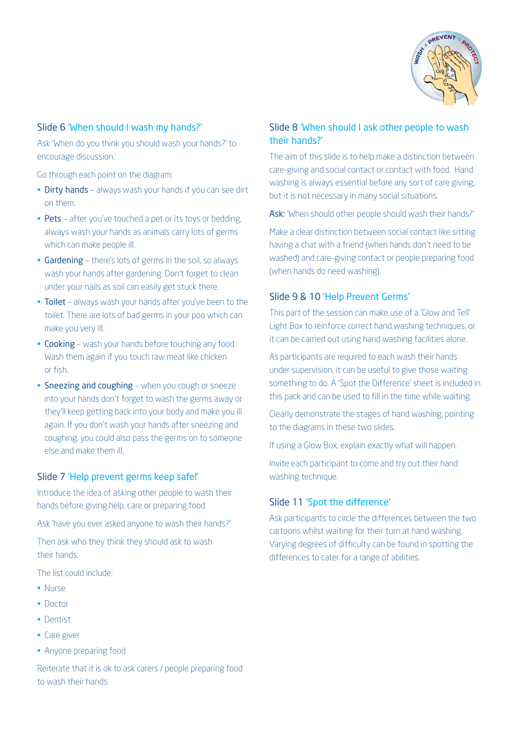### Slide 6 'When should I wash my hands?'

Ask 'When do you think you should wash your hands?' to encourage discussion.

Go through each point on the diagram:

- Dirty hands – always wash your hands if you can see dirt on them.
- Pets – after you've touched a pet or its toys or bedding, always wash your hands as animals carry lots of germs which can make people ill.
- Gardening – there's lots of germs in the soil, so always wash your hands after gardening. Don't forget to clean under your nails as soil can easily get stuck there.
- Toilet – always wash your hands after you've been to the toilet. There are lots of bad germs in your poo which can make you very ill.
- Cooking – wash your hands before touching any food. Wash them again if you touch raw meat like chicken or fish.
- Sneezing and coughing – when you cough or sneeze into your hands don't forget to wash the germs away or they'll keep getting back into your body and make you ill again. If you don't wash your hands after sneezing and coughing, you could also pass the germs on to someone else and make them ill.

### Slide 7 'Help prevent germs keep safe!'

Introduce the idea of asking other people to wash their hands before giving help, care or preparing food.

Ask 'have you ever asked anyone to wash their hands?'

Then ask who they think they should ask to wash their hands.

The list could include:

- Nurse
- Doctor
- Dentist
- Care giver
- Anyone preparing food

Reiterate that it is ok to ask carers / people preparing food to wash their hands.

### Slide 8 'When should I ask other people to wash their hands?'

The aim of this slide is to help make a distinction between care-giving and social contact or contact with food. Hand washing is always essential before any sort of care giving, but it is not necessary in many social situations.

Ask: 'When should other people should wash their hands?'

Make a clear distinction between social contact like sitting having a chat with a friend (when hands don't need to be washed) and care-giving contact or people preparing food (when hands do need washing).

### Slide 9 & 10 'Help Prevent Germs'

This part of the session can make use of a 'Glow and Tell' Light Box to reinforce correct hand washing techniques, or it can be carried out using hand washing facilities alone.

As participants are required to each wash their hands under supervision, it can be useful to give those waiting something to do. A 'Spot the Difference' sheet is included in this pack and can be used to fill in the time while waiting.

Clearly demonstrate the stages of hand washing, pointing to the diagrams in these two slides.

If using a Glow Box, explain exactly what will happen.

Invite each participant to come and try out their hand washing technique.

### Slide 11 'Spot the difference'

Ask participants to circle the differences between the two cartoons whilst waiting for their turn at hand washing. Varying degrees of difficulty can be found in spotting the differences to cater for a range of abilities.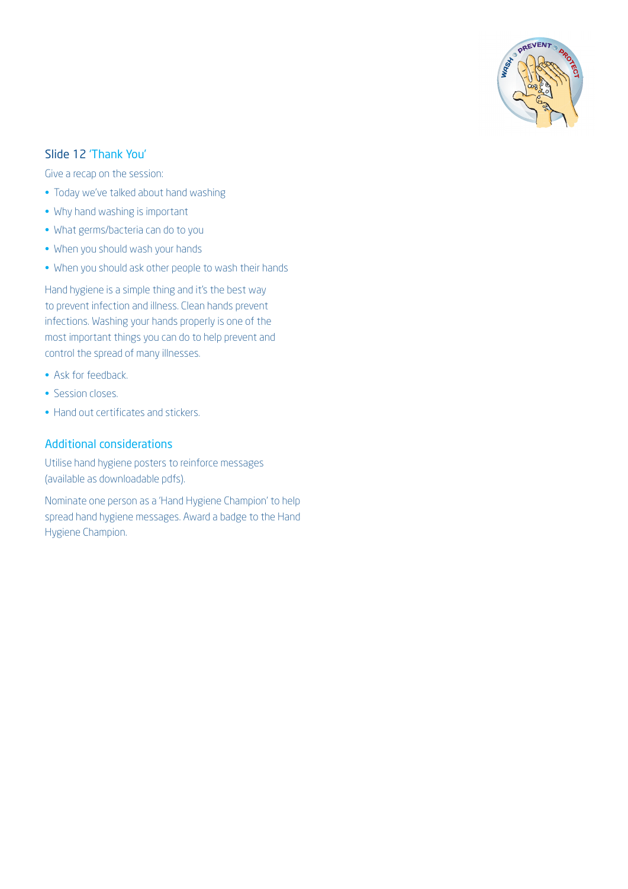## Slide 12 'Thank You'

Give a recap on the session:

- Today we've talked about hand washing
- Why hand washing is important
- What germs/bacteria can do to you
- When you should wash your hands
- When you should ask other people to wash their hands

Hand hygiene is a simple thing and it's the best way to prevent infection and illness. Clean hands prevent infections. Washing your hands properly is one of the most important things you can do to help prevent and control the spread of many illnesses.

- Ask for feedback.
- Session closes.
- Hand out certificates and stickers.

## Additional considerations

Utilise hand hygiene posters to reinforce messages (available as downloadable pdfs).

Nominate one person as a 'Hand Hygiene Champion' to help spread hand hygiene messages. Award a badge to the Hand Hygiene Champion.